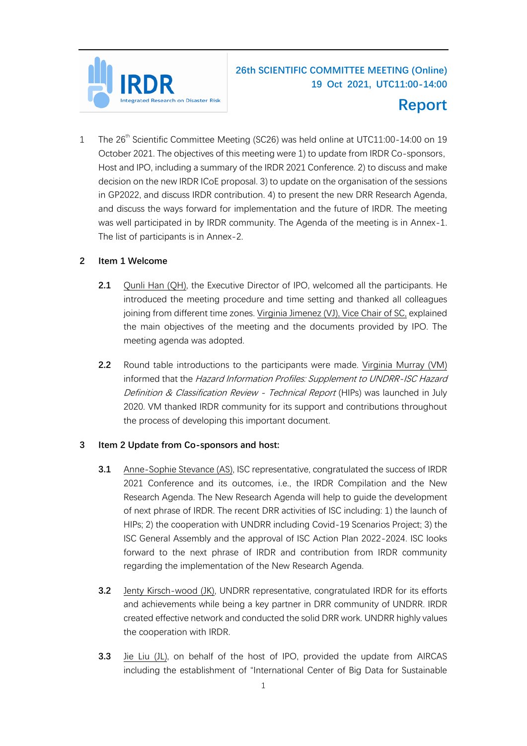IRDR
Integrated Research on Disaster Risk

**26th SCIENTIFIC COMMITTEE MEETING (Online)**
**19 Oct 2021, UTC11:00-14:00**

# Report

1 The 26th Scientific Committee Meeting (SC26) was held online at UTC11:00-14:00 on 19 October 2021. The objectives of this meeting were 1) to update from IRDR Co-sponsors, Host and IPO, including a summary of the IRDR 2021 Conference. 2) to discuss and make decision on the new IRDR ICoE proposal. 3) to update on the organisation of the sessions in GP2022, and discuss IRDR contribution. 4) to present the new DRR Research Agenda, and discuss the ways forward for implementation and the future of IRDR. The meeting was well participated in by IRDR community. The Agenda of the meeting is in Annex-1. The list of participants is in Annex-2.

## 2 Item 1 Welcome

**2.1** Qunli Han (QH), the Executive Director of IPO, welcomed all the participants. He introduced the meeting procedure and time setting and thanked all colleagues joining from different time zones. Virginia Jimenez (VJ), Vice Chair of SC, explained the main objectives of the meeting and the documents provided by IPO. The meeting agenda was adopted.

**2.2** Round table introductions to the participants were made. Virginia Murray (VM) informed that the *Hazard Information Profiles: Supplement to UNDRR-ISC Hazard Definition & Classification Review - Technical Report* (HIPs) was launched in July 2020. VM thanked IRDR community for its support and contributions throughout the process of developing this important document.

## 3 Item 2 Update from Co-sponsors and host:

**3.1** Anne-Sophie Stevance (AS), ISC representative, congratulated the success of IRDR 2021 Conference and its outcomes, i.e., the IRDR Compilation and the New Research Agenda. The New Research Agenda will help to guide the development of next phrase of IRDR. The recent DRR activities of ISC including: 1) the launch of HIPs; 2) the cooperation with UNDRR including Covid-19 Scenarios Project; 3) the ISC General Assembly and the approval of ISC Action Plan 2022-2024. ISC looks forward to the next phrase of IRDR and contribution from IRDR community regarding the implementation of the New Research Agenda.

**3.2** Jenty Kirsch-wood (JK), UNDRR representative, congratulated IRDR for its efforts and achievements while being a key partner in DRR community of UNDRR. IRDR created effective network and conducted the solid DRR work. UNDRR highly values the cooperation with IRDR.

**3.3** Jie Liu (JL), on behalf of the host of IPO, provided the update from AIRCAS including the establishment of "International Center of Big Data for Sustainable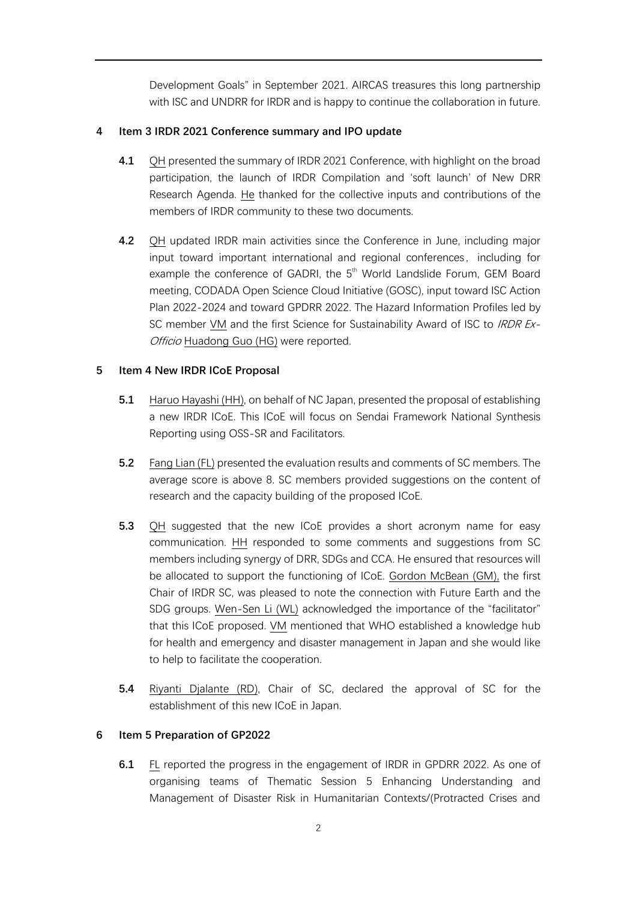Development Goals" in September 2021. AIRCAS treasures this long partnership with ISC and UNDRR for IRDR and is happy to continue the collaboration in future.

**4 Item 3 IRDR 2021 Conference summary and IPO update**

**4.1** QH presented the summary of IRDR 2021 Conference, with highlight on the broad participation, the launch of IRDR Compilation and 'soft launch' of New DRR Research Agenda. He thanked for the collective inputs and contributions of the members of IRDR community to these two documents.

**4.2** QH updated IRDR main activities since the Conference in June, including major input toward important international and regional conferences, including for example the conference of GADRI, the 5th World Landslide Forum, GEM Board meeting, CODADA Open Science Cloud Initiative (GOSC), input toward ISC Action Plan 2022-2024 and toward GPDRR 2022. The Hazard Information Profiles led by SC member VM and the first Science for Sustainability Award of ISC to *IRDR Ex-Officio* Huadong Guo (HG) were reported.

**5 Item 4 New IRDR ICoE Proposal**

**5.1** Haruo Hayashi (HH), on behalf of NC Japan, presented the proposal of establishing a new IRDR ICoE. This ICoE will focus on Sendai Framework National Synthesis Reporting using OSS-SR and Facilitators.

**5.2** Fang Lian (FL) presented the evaluation results and comments of SC members. The average score is above 8. SC members provided suggestions on the content of research and the capacity building of the proposed ICoE.

**5.3** QH suggested that the new ICoE provides a short acronym name for easy communication. HH responded to some comments and suggestions from SC members including synergy of DRR, SDGs and CCA. He ensured that resources will be allocated to support the functioning of ICoE. Gordon McBean (GM), the first Chair of IRDR SC, was pleased to note the connection with Future Earth and the SDG groups. Wen-Sen Li (WL) acknowledged the importance of the "facilitator" that this ICoE proposed. VM mentioned that WHO established a knowledge hub for health and emergency and disaster management in Japan and she would like to help to facilitate the cooperation.

**5.4** Riyanti Djalante (RD), Chair of SC, declared the approval of SC for the establishment of this new ICoE in Japan.

**6 Item 5 Preparation of GP2022**

**6.1** FL reported the progress in the engagement of IRDR in GPDRR 2022. As one of organising teams of Thematic Session 5 Enhancing Understanding and Management of Disaster Risk in Humanitarian Contexts/(Protracted Crises and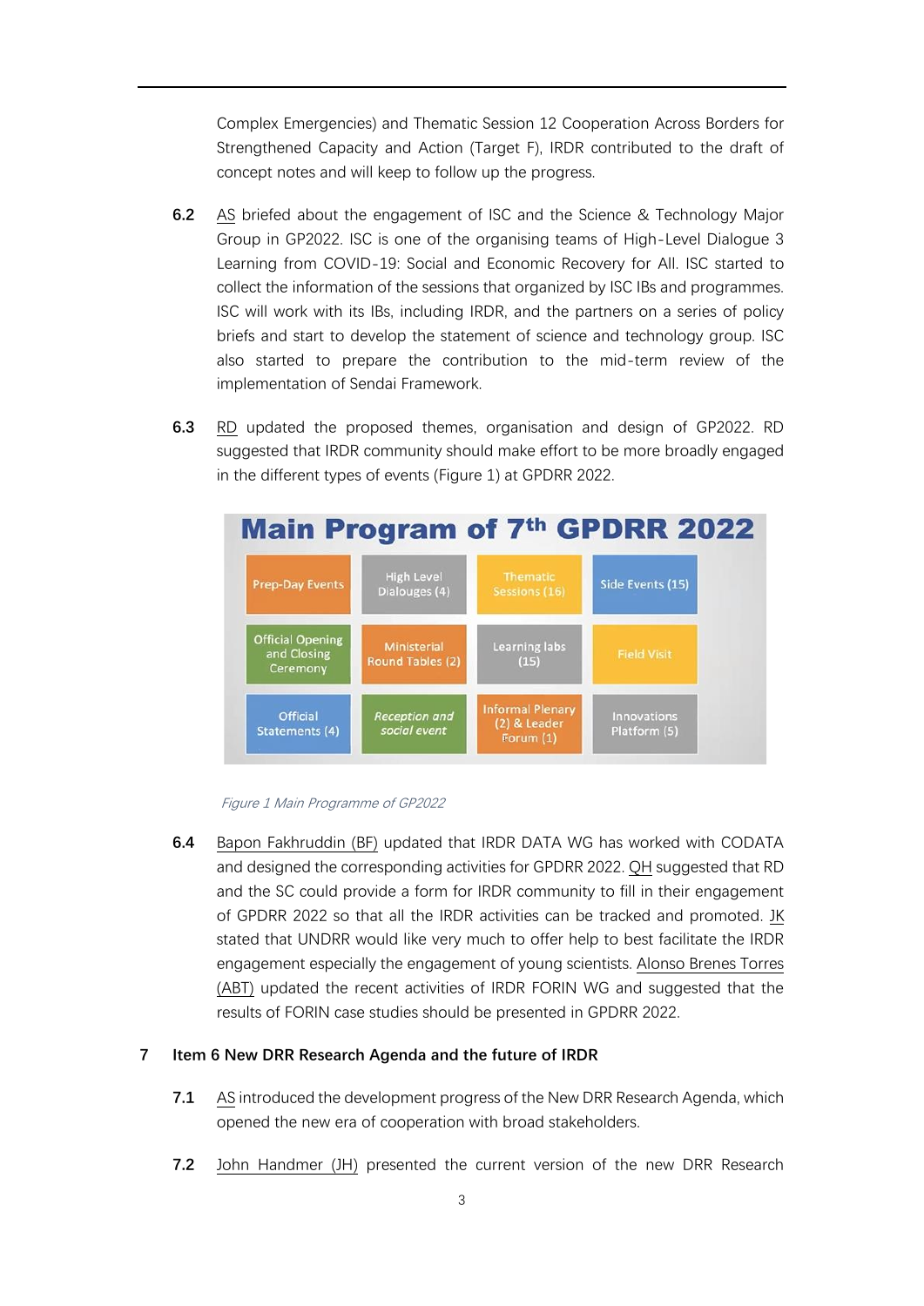Complex Emergencies) and Thematic Session 12 Cooperation Across Borders for Strengthened Capacity and Action (Target F), IRDR contributed to the draft of concept notes and will keep to follow up the progress.

**6.2** AS briefed about the engagement of ISC and the Science & Technology Major Group in GP2022. ISC is one of the organising teams of High-Level Dialogue 3 Learning from COVID-19: Social and Economic Recovery for All. ISC started to collect the information of the sessions that organized by ISC IBs and programmes. ISC will work with its IBs, including IRDR, and the partners on a series of policy briefs and start to develop the statement of science and technology group. ISC also started to prepare the contribution to the mid-term review of the implementation of Sendai Framework.

**6.3** RD updated the proposed themes, organisation and design of GP2022. RD suggested that IRDR community should make effort to be more broadly engaged in the different types of events (Figure 1) at GPDRR 2022.

**Main Program of 7th GPDRR 2022**

| | | | |
|---|---|---|---|
| Prep-Day Events | High Level Dialouges (4) | Thematic Sessions (16) | Side Events (15) |
| Official Opening and Closing Ceremony | Ministerial Round Tables (2) | Learning labs (15) | Field Visit |
| Official Statements (4) | *Reception and social event* | Informal Plenary (2) & Leader Forum (1) | Innovations Platform (5) |

*Figure 1 Main Programme of GP2022*

**6.4** Bapon Fakhruddin (BF) updated that IRDR DATA WG has worked with CODATA and designed the corresponding activities for GPDRR 2022. QH suggested that RD and the SC could provide a form for IRDR community to fill in their engagement of GPDRR 2022 so that all the IRDR activities can be tracked and promoted. JK stated that UNDRR would like very much to offer help to best facilitate the IRDR engagement especially the engagement of young scientists. Alonso Brenes Torres (ABT) updated the recent activities of IRDR FORIN WG and suggested that the results of FORIN case studies should be presented in GPDRR 2022.

## 7 Item 6 New DRR Research Agenda and the future of IRDR

**7.1** AS introduced the development progress of the New DRR Research Agenda, which opened the new era of cooperation with broad stakeholders.

**7.2** John Handmer (JH) presented the current version of the new DRR Research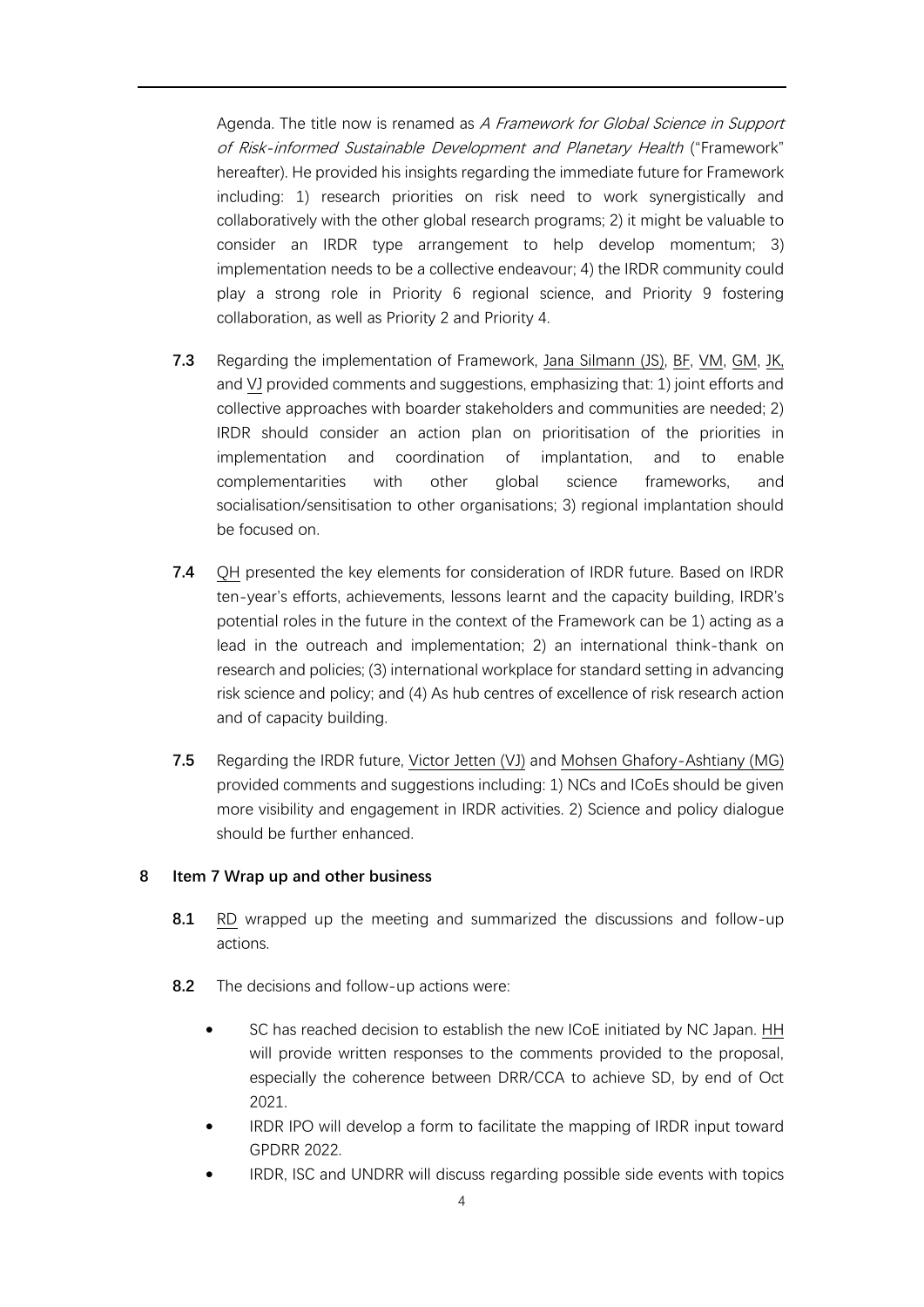Agenda. The title now is renamed as *A Framework for Global Science in Support of Risk-informed Sustainable Development and Planetary Health* ("Framework" hereafter). He provided his insights regarding the immediate future for Framework including: 1) research priorities on risk need to work synergistically and collaboratively with the other global research programs; 2) it might be valuable to consider an IRDR type arrangement to help develop momentum; 3) implementation needs to be a collective endeavour; 4) the IRDR community could play a strong role in Priority 6 regional science, and Priority 9 fostering collaboration, as well as Priority 2 and Priority 4.

**7.3** Regarding the implementation of Framework, Jana Silmann (JS), BF, VM, GM, JK, and VJ provided comments and suggestions, emphasizing that: 1) joint efforts and collective approaches with boarder stakeholders and communities are needed; 2) IRDR should consider an action plan on prioritisation of the priorities in implementation and coordination of implantation, and to enable complementarities with other global science frameworks, and socialisation/sensitisation to other organisations; 3) regional implantation should be focused on.

**7.4** QH presented the key elements for consideration of IRDR future. Based on IRDR ten-year's efforts, achievements, lessons learnt and the capacity building, IRDR's potential roles in the future in the context of the Framework can be 1) acting as a lead in the outreach and implementation; 2) an international think-thank on research and policies; (3) international workplace for standard setting in advancing risk science and policy; and (4) As hub centres of excellence of risk research action and of capacity building.

**7.5** Regarding the IRDR future, Victor Jetten (VJ) and Mohsen Ghafory-Ashtiany (MG) provided comments and suggestions including: 1) NCs and ICoEs should be given more visibility and engagement in IRDR activities. 2) Science and policy dialogue should be further enhanced.

## 8 Item 7 Wrap up and other business

**8.1** RD wrapped up the meeting and summarized the discussions and follow-up actions.

**8.2** The decisions and follow-up actions were:

- SC has reached decision to establish the new ICoE initiated by NC Japan. HH will provide written responses to the comments provided to the proposal, especially the coherence between DRR/CCA to achieve SD, by end of Oct 2021.
- IRDR IPO will develop a form to facilitate the mapping of IRDR input toward GPDRR 2022.
- IRDR, ISC and UNDRR will discuss regarding possible side events with topics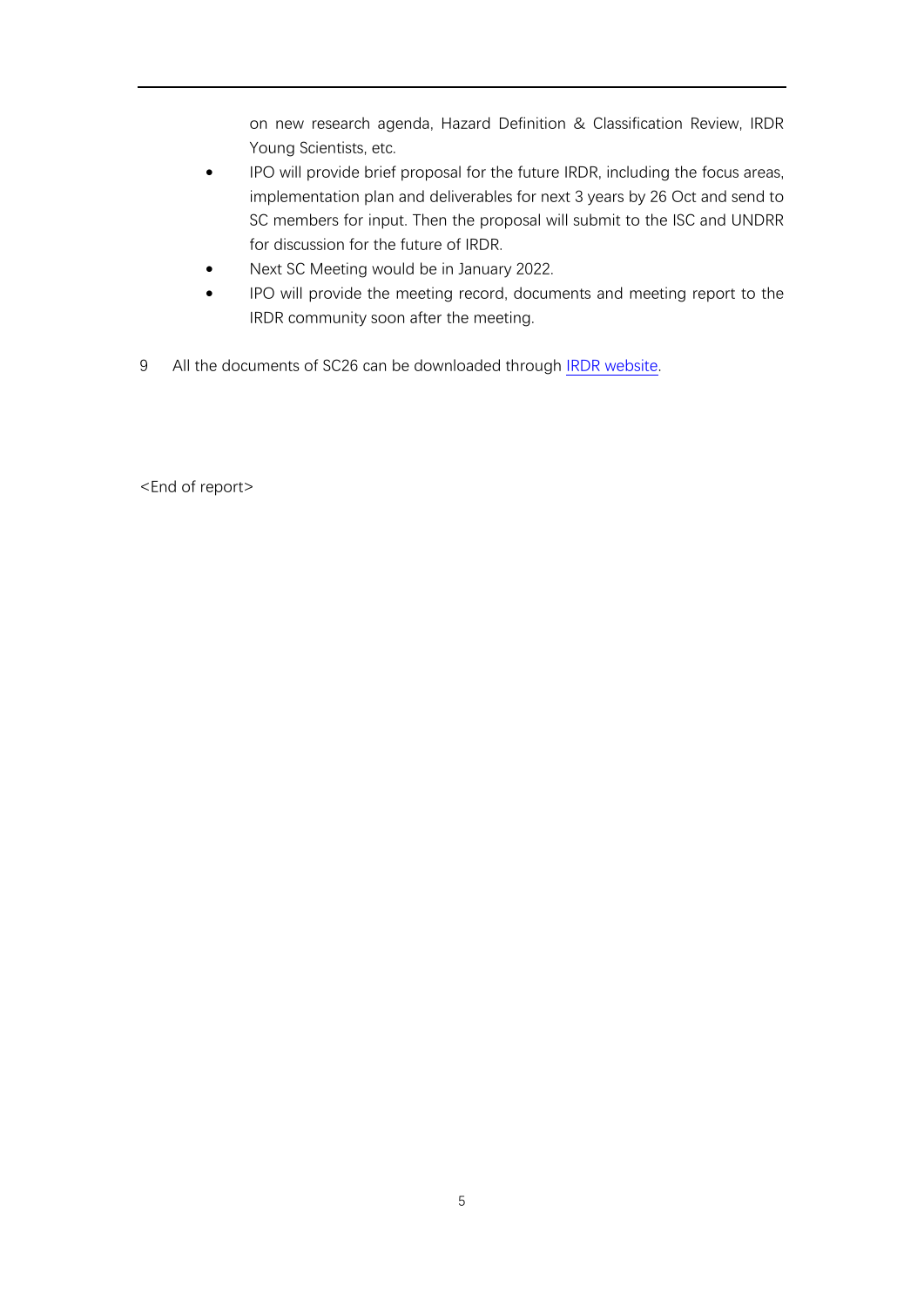on new research agenda, Hazard Definition & Classification Review, IRDR Young Scientists, etc.

- IPO will provide brief proposal for the future IRDR, including the focus areas, implementation plan and deliverables for next 3 years by 26 Oct and send to SC members for input. Then the proposal will submit to the ISC and UNDRR for discussion for the future of IRDR.
- Next SC Meeting would be in January 2022.
- IPO will provide the meeting record, documents and meeting report to the IRDR community soon after the meeting.

9 All the documents of SC26 can be downloaded through IRDR website.

<End of report>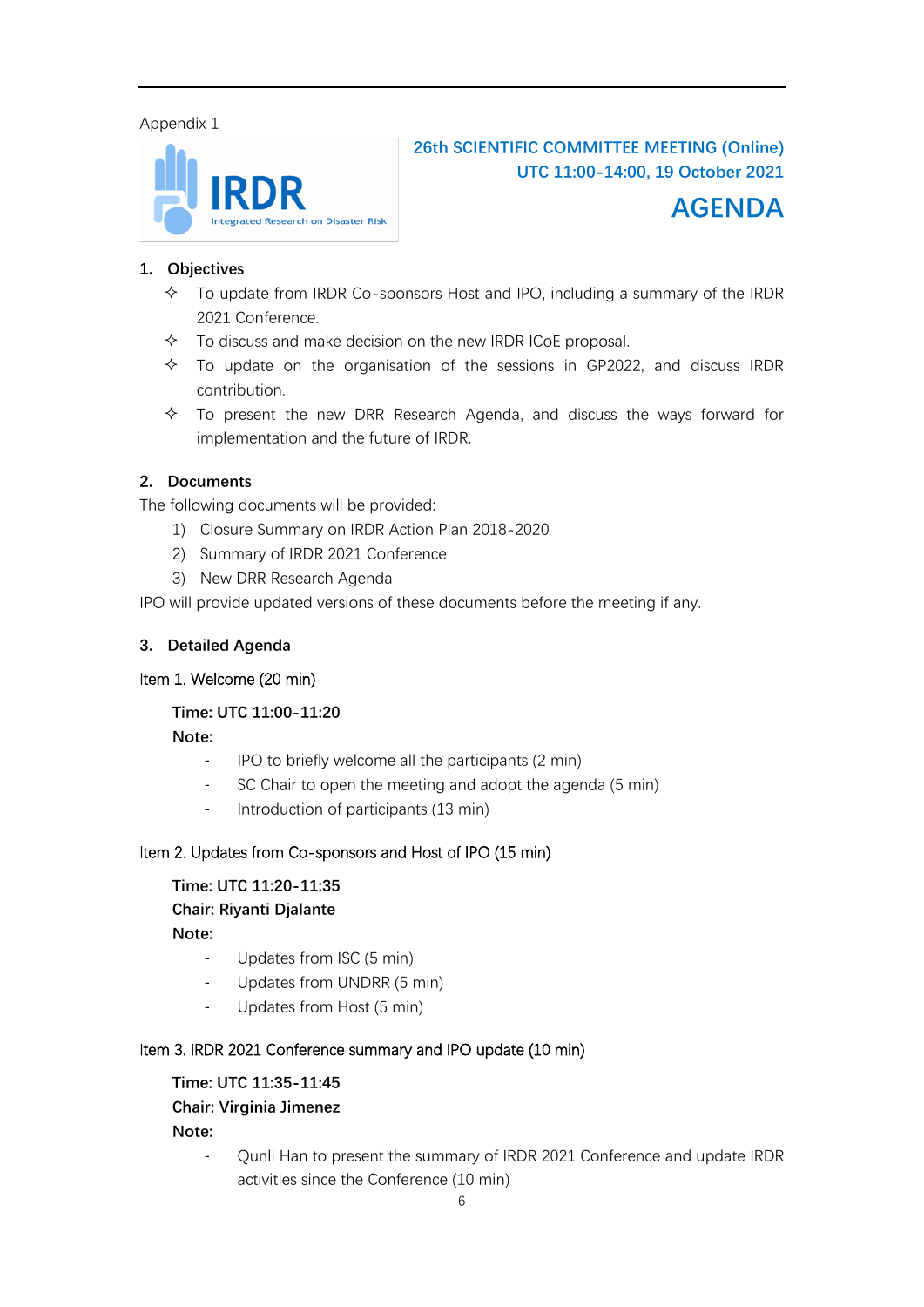Appendix 1

IRDR Integrated Research on Disaster Risk

**26th SCIENTIFIC COMMITTEE MEETING (Online)**
**UTC 11:00-14:00, 19 October 2021**

# AGENDA

## 1. Objectives

- To update from IRDR Co-sponsors Host and IPO, including a summary of the IRDR 2021 Conference.
- To discuss and make decision on the new IRDR ICoE proposal.
- To update on the organisation of the sessions in GP2022, and discuss IRDR contribution.
- To present the new DRR Research Agenda, and discuss the ways forward for implementation and the future of IRDR.

## 2. Documents

The following documents will be provided:

1) Closure Summary on IRDR Action Plan 2018-2020
2) Summary of IRDR 2021 Conference
3) New DRR Research Agenda

IPO will provide updated versions of these documents before the meeting if any.

## 3. Detailed Agenda

### Item 1. Welcome (20 min)

**Time: UTC 11:00-11:20**
**Note:**

- IPO to briefly welcome all the participants (2 min)
- SC Chair to open the meeting and adopt the agenda (5 min)
- Introduction of participants (13 min)

### Item 2. Updates from Co-sponsors and Host of IPO (15 min)

**Time: UTC 11:20-11:35**
**Chair: Riyanti Djalante**
**Note:**

- Updates from ISC (5 min)
- Updates from UNDRR (5 min)
- Updates from Host (5 min)

### Item 3. IRDR 2021 Conference summary and IPO update (10 min)

**Time: UTC 11:35-11:45**
**Chair: Virginia Jimenez**
**Note:**

- Qunli Han to present the summary of IRDR 2021 Conference and update IRDR activities since the Conference (10 min)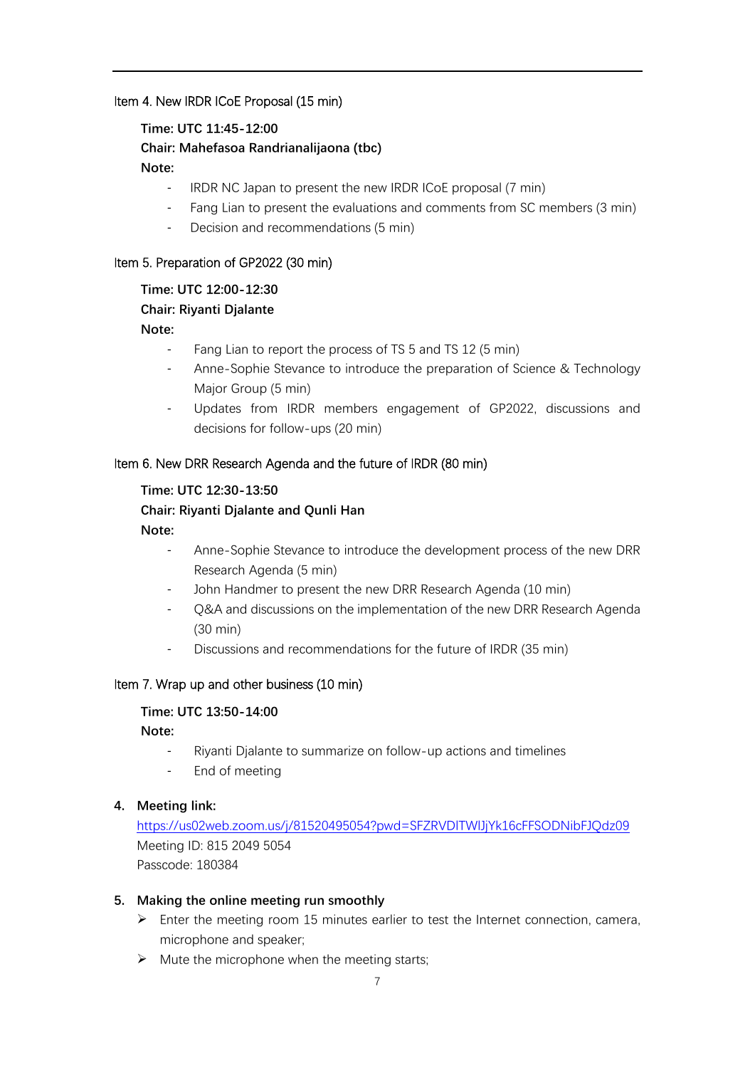Item 4. New IRDR ICoE Proposal (15 min)

**Time: UTC 11:45-12:00**
**Chair: Mahefasoa Randrianalijaona (tbc)**
**Note:**

- IRDR NC Japan to present the new IRDR ICoE proposal (7 min)
- Fang Lian to present the evaluations and comments from SC members (3 min)
- Decision and recommendations (5 min)

Item 5. Preparation of GP2022 (30 min)

**Time: UTC 12:00-12:30**
**Chair: Riyanti Djalante**
**Note:**

- Fang Lian to report the process of TS 5 and TS 12 (5 min)
- Anne-Sophie Stevance to introduce the preparation of Science & Technology Major Group (5 min)
- Updates from IRDR members engagement of GP2022, discussions and decisions for follow-ups (20 min)

Item 6. New DRR Research Agenda and the future of IRDR (80 min)

**Time: UTC 12:30-13:50**
**Chair: Riyanti Djalante and Qunli Han**
**Note:**

- Anne-Sophie Stevance to introduce the development process of the new DRR Research Agenda (5 min)
- John Handmer to present the new DRR Research Agenda (10 min)
- Q&A and discussions on the implementation of the new DRR Research Agenda (30 min)
- Discussions and recommendations for the future of IRDR (35 min)

Item 7. Wrap up and other business (10 min)

**Time: UTC 13:50-14:00**
**Note:**

- Riyanti Djalante to summarize on follow-up actions and timelines
- End of meeting

4. **Meeting link:**
   https://us02web.zoom.us/j/81520495054?pwd=SFZRVDlTWlJjYk16cFFSODNibFJQdz09
   Meeting ID: 815 2049 5054
   Passcode: 180384

5. **Making the online meeting run smoothly**
   - Enter the meeting room 15 minutes earlier to test the Internet connection, camera, microphone and speaker;
   - Mute the microphone when the meeting starts;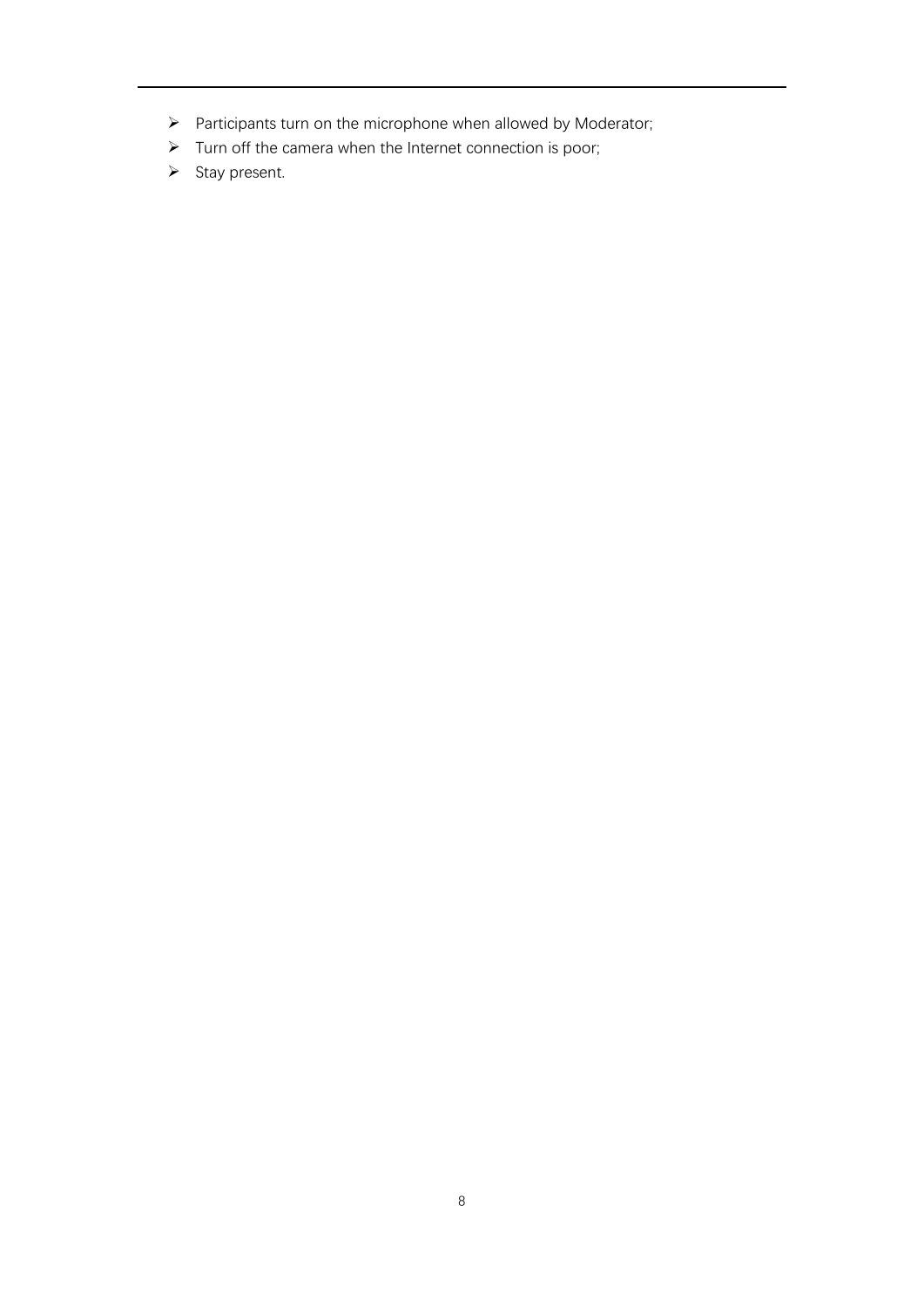- Participants turn on the microphone when allowed by Moderator;
- Turn off the camera when the Internet connection is poor;
- Stay present.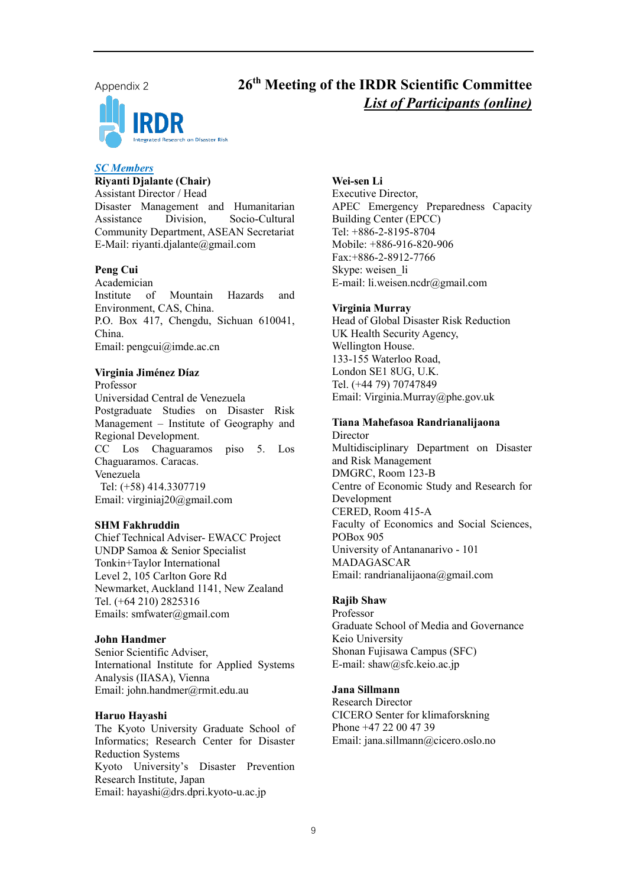Appendix 2

# 26th Meeting of the IRDR Scientific Committee

## *List of Participants (online)*

IRDR Integrated Research on Disaster Risk

### *SC Members*

**Riyanti Djalante (Chair)**
Assistant Director / Head
Disaster Management and Humanitarian Assistance Division, Socio-Cultural Community Department, ASEAN Secretariat
E-Mail: riyanti.djalante@gmail.com

**Peng Cui**
Academician
Institute of Mountain Hazards and Environment, CAS, China.
P.O. Box 417, Chengdu, Sichuan 610041, China.
Email: pengcui@imde.ac.cn

**Virginia Jiménez Díaz**
Professor
Universidad Central de Venezuela
Postgraduate Studies on Disaster Risk Management – Institute of Geography and Regional Development.
CC Los Chaguaramos piso 5. Los Chaguaramos. Caracas.
Venezuela
Tel: (+58) 414.3307719
Email: virginiaj20@gmail.com

**SHM Fakhruddin**
Chief Technical Adviser- EWACC Project
UNDP Samoa & Senior Specialist
Tonkin+Taylor International
Level 2, 105 Carlton Gore Rd
Newmarket, Auckland 1141, New Zealand
Tel. (+64 210) 2825316
Emails: smfwater@gmail.com

**John Handmer**
Senior Scientific Adviser,
International Institute for Applied Systems Analysis (IIASA), Vienna
Email: john.handmer@rmit.edu.au

**Haruo Hayashi**
The Kyoto University Graduate School of Informatics; Research Center for Disaster Reduction Systems
Kyoto University's Disaster Prevention Research Institute, Japan
Email: hayashi@drs.dpri.kyoto-u.ac.jp

**Wei-sen Li**
Executive Director,
APEC Emergency Preparedness Capacity Building Center (EPCC)
Tel: +886-2-8195-8704
Mobile: +886-916-820-906
Fax:+886-2-8912-7766
Skype: weisen_li
E-mail: li.weisen.ncdr@gmail.com

**Virginia Murray**
Head of Global Disaster Risk Reduction
UK Health Security Agency,
Wellington House.
133-155 Waterloo Road,
London SE1 8UG, U.K.
Tel. (+44 79) 70747849
Email: Virginia.Murray@phe.gov.uk

**Tiana Mahefasoa Randrianalijaona**
Director
Multidisciplinary Department on Disaster and Risk Management
DMGRC, Room 123-B
Centre of Economic Study and Research for Development
CERED, Room 415-A
Faculty of Economics and Social Sciences,
POBox 905
University of Antananarivo - 101
MADAGASCAR
Email: randrianalijaona@gmail.com

**Rajib Shaw**
Professor
Graduate School of Media and Governance
Keio University
Shonan Fujisawa Campus (SFC)
E-mail: shaw@sfc.keio.ac.jp

**Jana Sillmann**
Research Director
CICERO Senter for klimaforskning
Phone +47 22 00 47 39
Email: jana.sillmann@cicero.oslo.no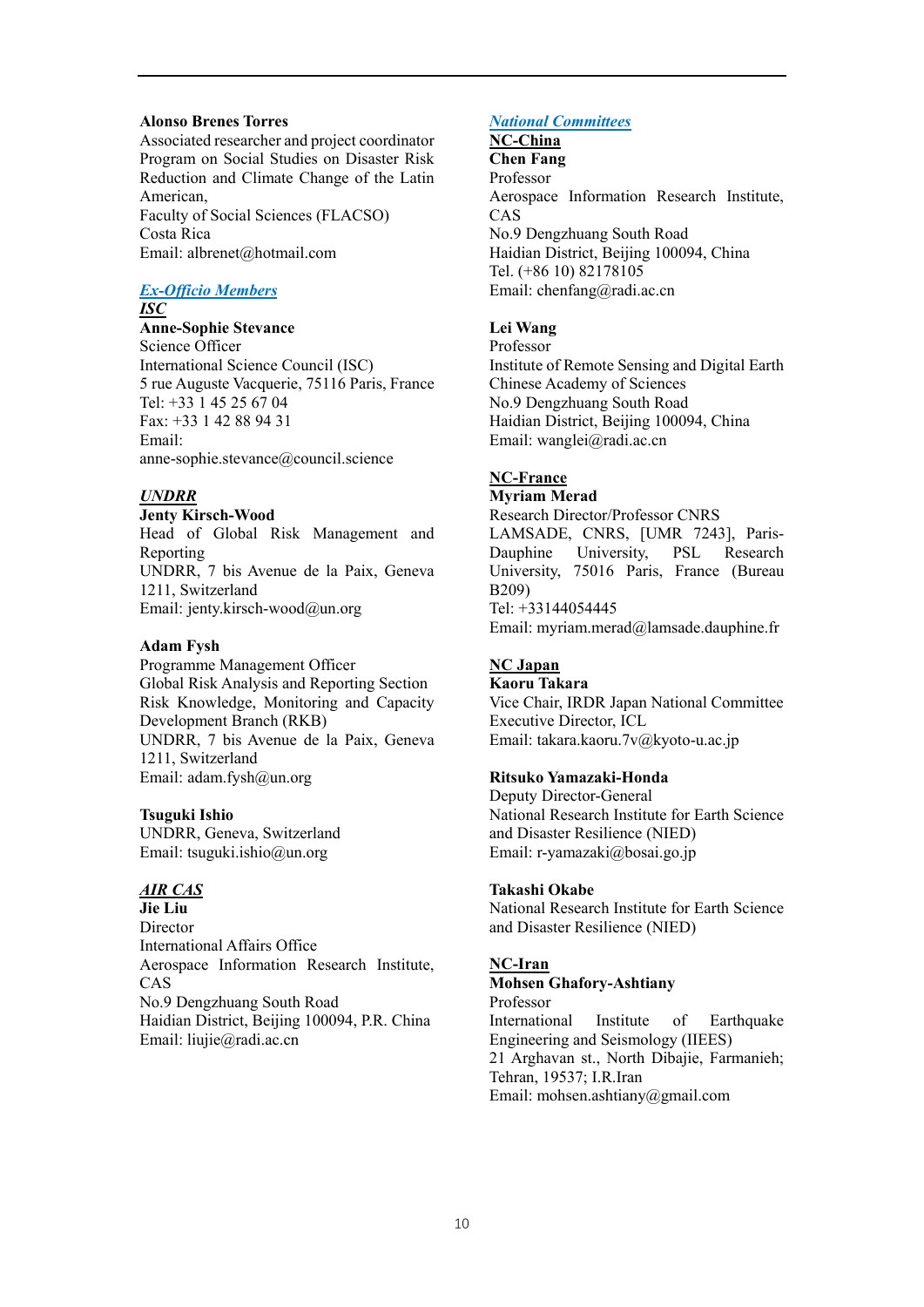**Alonso Brenes Torres**
Associated researcher and project coordinator Program on Social Studies on Disaster Risk Reduction and Climate Change of the Latin American,
Faculty of Social Sciences (FLACSO)
Costa Rica
Email: albrenet@hotmail.com

***Ex-Officio Members***

***ISC***

**Anne-Sophie Stevance**
Science Officer
International Science Council (ISC)
5 rue Auguste Vacquerie, 75116 Paris, France
Tel: +33 1 45 25 67 04
Fax: +33 1 42 88 94 31
Email:
anne-sophie.stevance@council.science

***UNDRR***

**Jenty Kirsch-Wood**
Head of Global Risk Management and Reporting
UNDRR, 7 bis Avenue de la Paix, Geneva 1211, Switzerland
Email: jenty.kirsch-wood@un.org

**Adam Fysh**
Programme Management Officer
Global Risk Analysis and Reporting Section
Risk Knowledge, Monitoring and Capacity Development Branch (RKB)
UNDRR, 7 bis Avenue de la Paix, Geneva 1211, Switzerland
Email: adam.fysh@un.org

**Tsuguki Ishio**
UNDRR, Geneva, Switzerland
Email: tsuguki.ishio@un.org

***AIR CAS***

**Jie Liu**
Director
International Affairs Office
Aerospace Information Research Institute, CAS
No.9 Dengzhuang South Road
Haidian District, Beijing 100094, P.R. China
Email: liujie@radi.ac.cn

***National Committees***

**NC-China**

**Chen Fang**
Professor
Aerospace Information Research Institute, CAS
No.9 Dengzhuang South Road
Haidian District, Beijing 100094, China
Tel. (+86 10) 82178105
Email: chenfang@radi.ac.cn

**Lei Wang**
Professor
Institute of Remote Sensing and Digital Earth
Chinese Academy of Sciences
No.9 Dengzhuang South Road
Haidian District, Beijing 100094, China
Email: wanglei@radi.ac.cn

**NC-France**

**Myriam Merad**
Research Director/Professor CNRS
LAMSADE, CNRS, [UMR 7243], Paris-Dauphine University, PSL Research University, 75016 Paris, France (Bureau B209)
Tel: +33144054445
Email: myriam.merad@lamsade.dauphine.fr

**NC Japan**

**Kaoru Takara**
Vice Chair, IRDR Japan National Committee
Executive Director, ICL
Email: takara.kaoru.7v@kyoto-u.ac.jp

**Ritsuko Yamazaki-Honda**
Deputy Director-General
National Research Institute for Earth Science and Disaster Resilience (NIED)
Email: r-yamazaki@bosai.go.jp

**Takashi Okabe**
National Research Institute for Earth Science and Disaster Resilience (NIED)

**NC-Iran**

**Mohsen Ghafory-Ashtiany**
Professor
International Institute of Earthquake Engineering and Seismology (IIEES)
21 Arghavan st., North Dibajie, Farmanieh; Tehran, 19537; I.R.Iran
Email: mohsen.ashtiany@gmail.com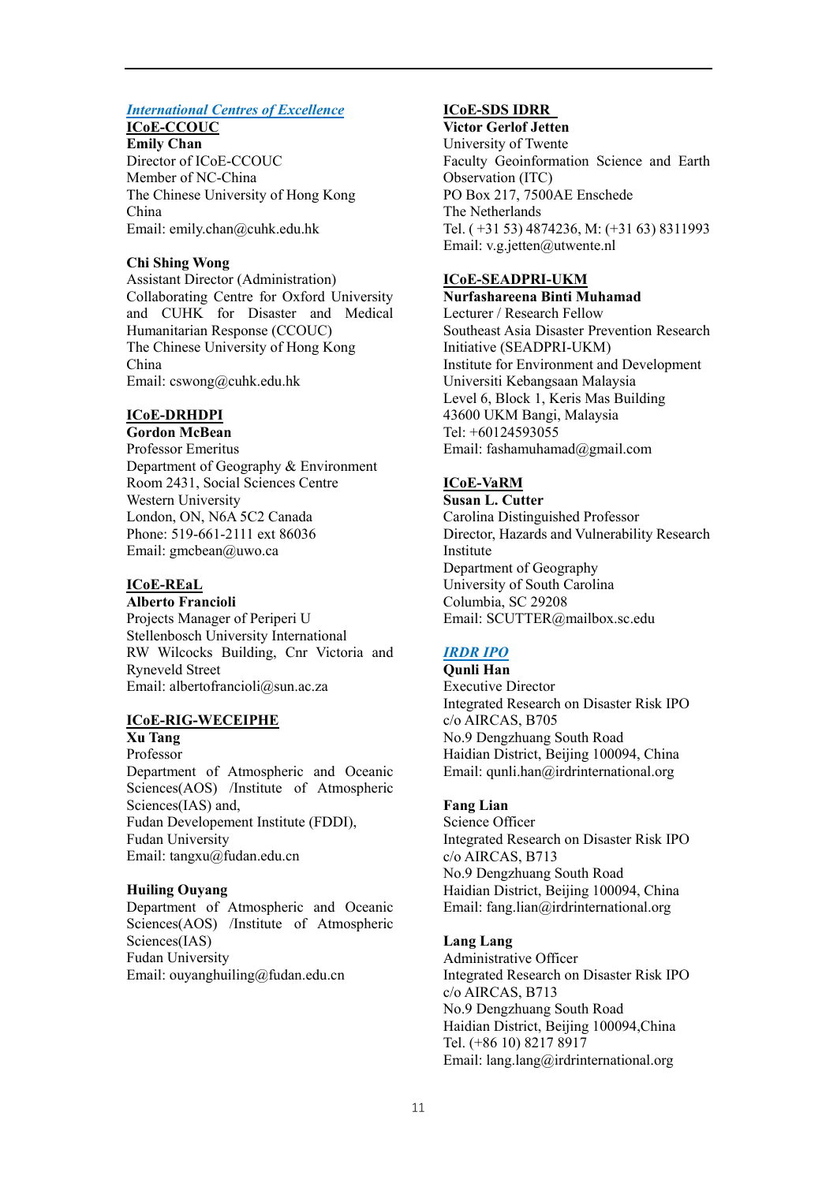### *International Centres of Excellence*

**ICoE-CCOUC**

**Emily Chan**
Director of ICoE-CCOUC
Member of NC-China
The Chinese University of Hong Kong
China
Email: emily.chan@cuhk.edu.hk

**Chi Shing Wong**
Assistant Director (Administration)
Collaborating Centre for Oxford University and CUHK for Disaster and Medical Humanitarian Response (CCOUC)
The Chinese University of Hong Kong
China
Email: cswong@cuhk.edu.hk

**ICoE-DRHDPI**

**Gordon McBean**
Professor Emeritus
Department of Geography & Environment
Room 2431, Social Sciences Centre
Western University
London, ON, N6A 5C2 Canada
Phone: 519-661-2111 ext 86036
Email: gmcbean@uwo.ca

**ICoE-REaL**

**Alberto Francioli**
Projects Manager of Periperi U
Stellenbosch University International
RW Wilcocks Building, Cnr Victoria and Ryneveld Street
Email: albertofrancioli@sun.ac.za

**ICoE-RIG-WECEIPHE**

**Xu Tang**
Professor
Department of Atmospheric and Oceanic Sciences(AOS) /Institute of Atmospheric Sciences(IAS) and,
Fudan Developement Institute (FDDI),
Fudan University
Email: tangxu@fudan.edu.cn

**Huiling Ouyang**
Department of Atmospheric and Oceanic Sciences(AOS) /Institute of Atmospheric Sciences(IAS)
Fudan University
Email: ouyanghuiling@fudan.edu.cn

**ICoE-SDS IDRR**

**Victor Gerlof Jetten**
University of Twente
Faculty Geoinformation Science and Earth Observation (ITC)
PO Box 217, 7500AE Enschede
The Netherlands
Tel. ( +31 53) 4874236, M: (+31 63) 8311993
Email: v.g.jetten@utwente.nl

**ICoE-SEADPRI-UKM**

**Nurfashareena Binti Muhamad**
Lecturer / Research Fellow
Southeast Asia Disaster Prevention Research Initiative (SEADPRI-UKM)
Institute for Environment and Development
Universiti Kebangsaan Malaysia
Level 6, Block 1, Keris Mas Building
43600 UKM Bangi, Malaysia
Tel: +60124593055
Email: fashamuhamad@gmail.com

**ICoE-VaRM**

**Susan L. Cutter**
Carolina Distinguished Professor
Director, Hazards and Vulnerability Research Institute
Department of Geography
University of South Carolina
Columbia, SC 29208
Email: SCUTTER@mailbox.sc.edu

### *IRDR IPO*

**Qunli Han**
Executive Director
Integrated Research on Disaster Risk IPO
c/o AIRCAS, B705
No.9 Dengzhuang South Road
Haidian District, Beijing 100094, China
Email: qunli.han@irdrinternational.org

**Fang Lian**
Science Officer
Integrated Research on Disaster Risk IPO
c/o AIRCAS, B713
No.9 Dengzhuang South Road
Haidian District, Beijing 100094, China
Email: fang.lian@irdrinternational.org

**Lang Lang**
Administrative Officer
Integrated Research on Disaster Risk IPO
c/o AIRCAS, B713
No.9 Dengzhuang South Road
Haidian District, Beijing 100094,China
Tel. (+86 10) 8217 8917
Email: lang.lang@irdrinternational.org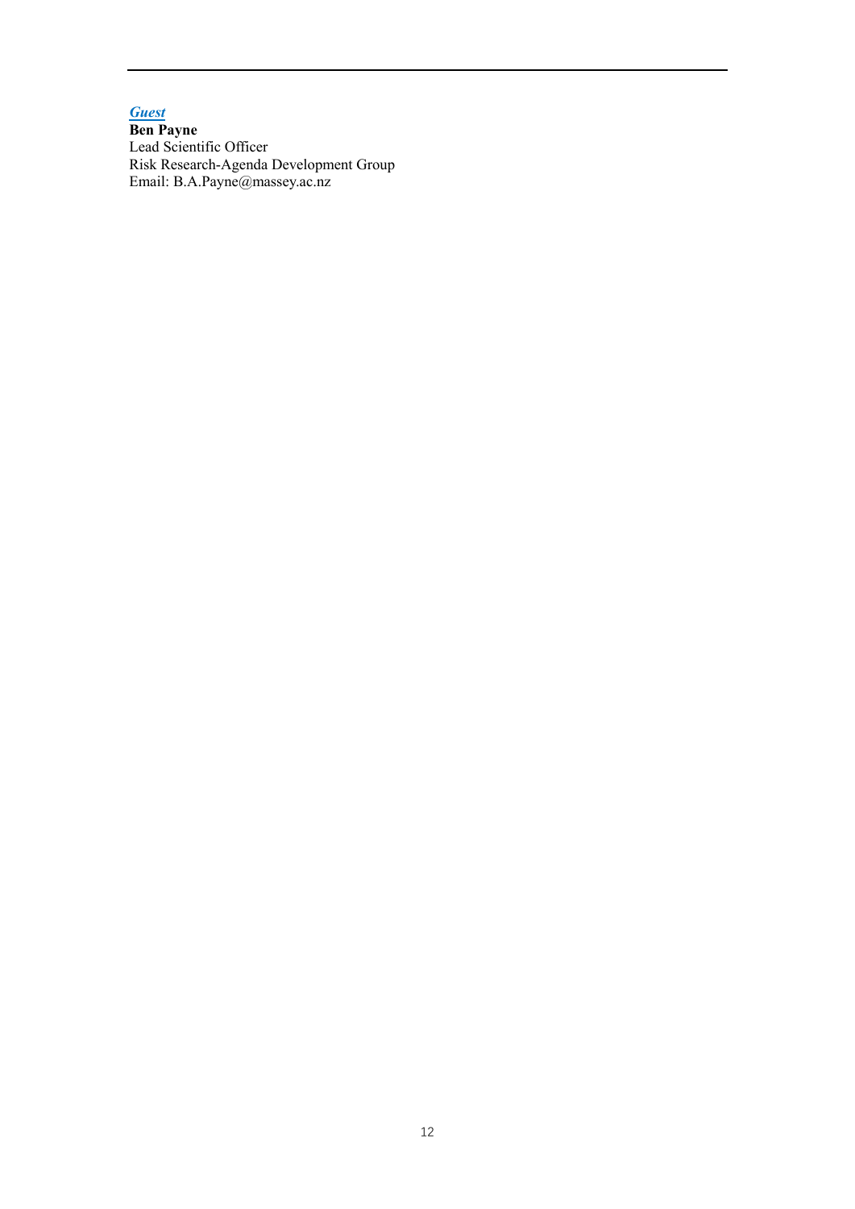***Guest***

**Ben Payne**
Lead Scientific Officer
Risk Research-Agenda Development Group
Email: B.A.Payne@massey.ac.nz